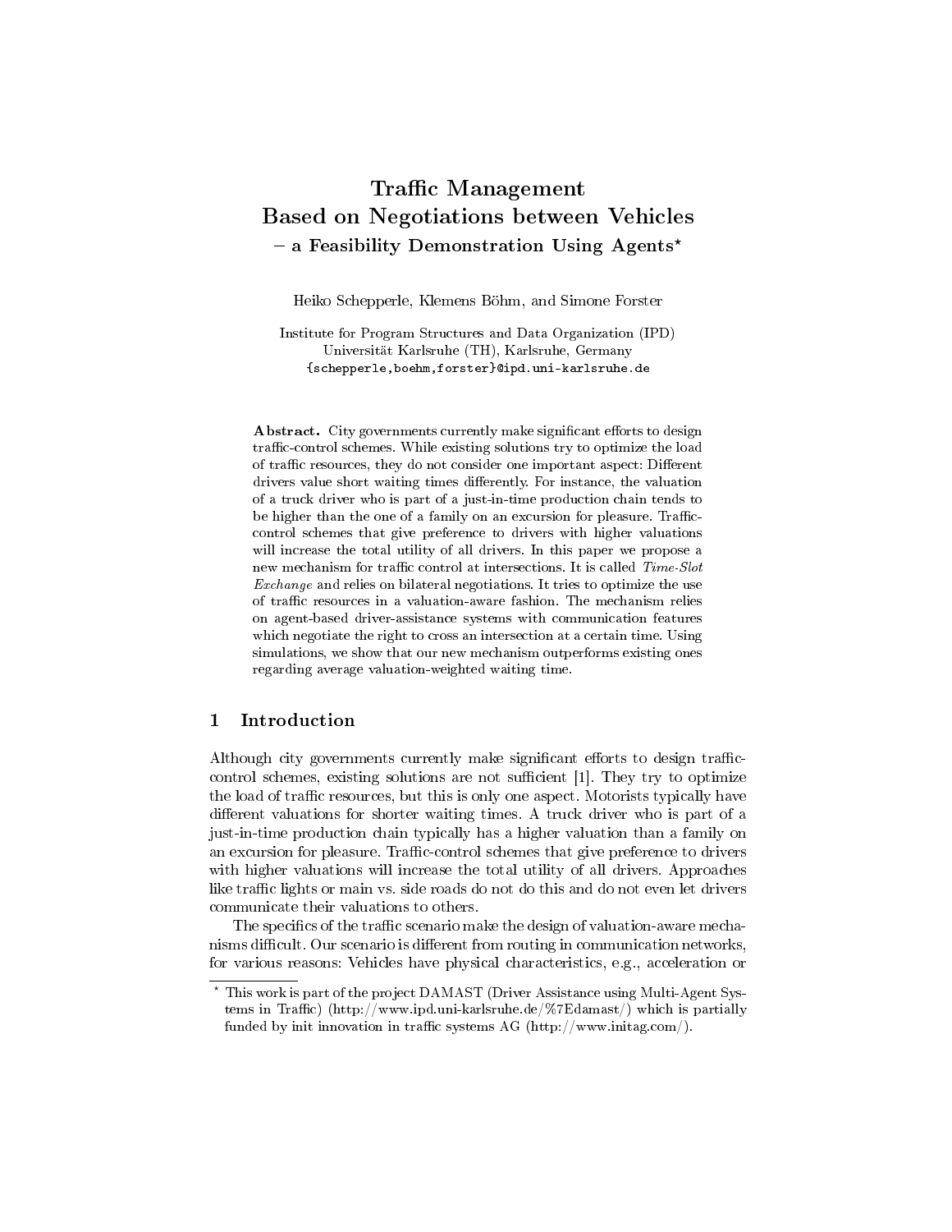# Traffic Management Based on Negotiations between Vehicles – a Feasibility Demonstration Using Agents*

Heiko Schepperle, Klemens Böhm, and Simone Forster

Institute for Program Structures and Data Organization (IPD)
Universität Karlsruhe (TH), Karlsruhe, Germany
{schepperle,boehm,forster}@ipd.uni-karlsruhe.de

**Abstract.** City governments currently make significant efforts to design traffic-control schemes. While existing solutions try to optimize the load of traffic resources, they do not consider one important aspect: Different drivers value short waiting times differently. For instance, the valuation of a truck driver who is part of a just-in-time production chain tends to be higher than the one of a family on an excursion for pleasure. Traffic-control schemes that give preference to drivers with higher valuations will increase the total utility of all drivers. In this paper we propose a new mechanism for traffic control at intersections. It is called *Time-Slot Exchange* and relies on bilateral negotiations. It tries to optimize the use of traffic resources in a valuation-aware fashion. The mechanism relies on agent-based driver-assistance systems with communication features which negotiate the right to cross an intersection at a certain time. Using simulations, we show that our new mechanism outperforms existing ones regarding average valuation-weighted waiting time.

## 1 Introduction

Although city governments currently make significant efforts to design traffic-control schemes, existing solutions are not sufficient [1]. They try to optimize the load of traffic resources, but this is only one aspect. Motorists typically have different valuations for shorter waiting times. A truck driver who is part of a just-in-time production chain typically has a higher valuation than a family on an excursion for pleasure. Traffic-control schemes that give preference to drivers with higher valuations will increase the total utility of all drivers. Approaches like traffic lights or main vs. side roads do not do this and do not even let drivers communicate their valuations to others.

The specifics of the traffic scenario make the design of valuation-aware mechanisms difficult. Our scenario is different from routing in communication networks, for various reasons: Vehicles have physical characteristics, e.g., acceleration or

* This work is part of the project DAMAST (Driver Assistance using Multi-Agent Systems in Traffic) (http://www.ipd.uni-karlsruhe.de/%7Edamast/) which is partially funded by init innovation in traffic systems AG (http://www.initag.com/).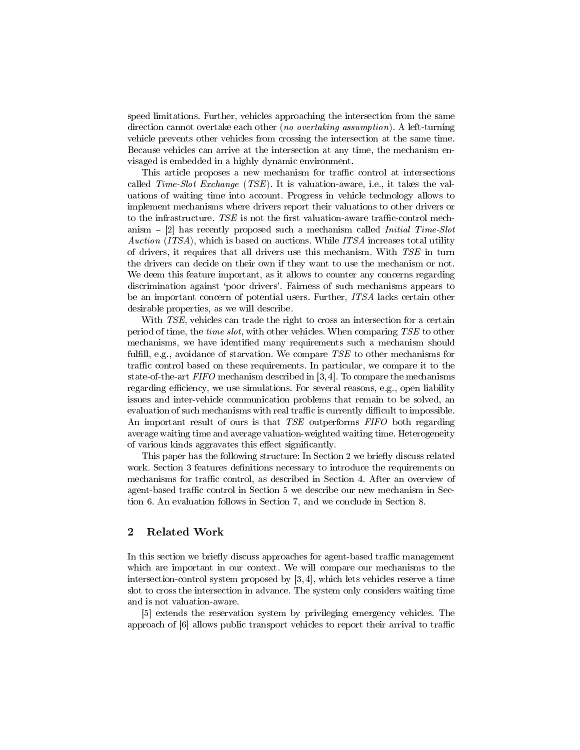speed limitations. Further, vehicles approaching the intersection from the same direction cannot overtake each other (*no overtaking assumption*). A left-turning vehicle prevents other vehicles from crossing the intersection at the same time. Because vehicles can arrive at the intersection at any time, the mechanism envisaged is embedded in a highly dynamic environment.

This article proposes a new mechanism for traffic control at intersections called *Time-Slot Exchange* (*TSE*). It is valuation-aware, i.e., it takes the valuations of waiting time into account. Progress in vehicle technology allows to implement mechanisms where drivers report their valuations to other drivers or to the infrastructure. *TSE* is not the first valuation-aware traffic-control mechanism – [2] has recently proposed such a mechanism called *Initial Time-Slot Auction* (*ITSA*), which is based on auctions. While *ITSA* increases total utility of drivers, it requires that all drivers use this mechanism. With *TSE* in turn the drivers can decide on their own if they want to use the mechanism or not. We deem this feature important, as it allows to counter any concerns regarding discrimination against 'poor drivers'. Fairness of such mechanisms appears to be an important concern of potential users. Further, *ITSA* lacks certain other desirable properties, as we will describe.

With *TSE*, vehicles can trade the right to cross an intersection for a certain period of time, the *time slot*, with other vehicles. When comparing *TSE* to other mechanisms, we have identified many requirements such a mechanism should fulfill, e.g., avoidance of starvation. We compare *TSE* to other mechanisms for traffic control based on these requirements. In particular, we compare it to the state-of-the-art *FIFO* mechanism described in [3,4]. To compare the mechanisms regarding efficiency, we use simulations. For several reasons, e.g., open liability issues and inter-vehicle communication problems that remain to be solved, an evaluation of such mechanisms with real traffic is currently difficult to impossible. An important result of ours is that *TSE* outperforms *FIFO* both regarding average waiting time and average valuation-weighted waiting time. Heterogeneity of various kinds aggravates this effect significantly.

This paper has the following structure: In Section 2 we briefly discuss related work. Section 3 features definitions necessary to introduce the requirements on mechanisms for traffic control, as described in Section 4. After an overview of agent-based traffic control in Section 5 we describe our new mechanism in Section 6. An evaluation follows in Section 7, and we conclude in Section 8.

## 2 Related Work

In this section we briefly discuss approaches for agent-based traffic management which are important in our context. We will compare our mechanisms to the intersection-control system proposed by [3,4], which lets vehicles reserve a time slot to cross the intersection in advance. The system only considers waiting time and is not valuation-aware.

[5] extends the reservation system by privileging emergency vehicles. The approach of [6] allows public transport vehicles to report their arrival to traffic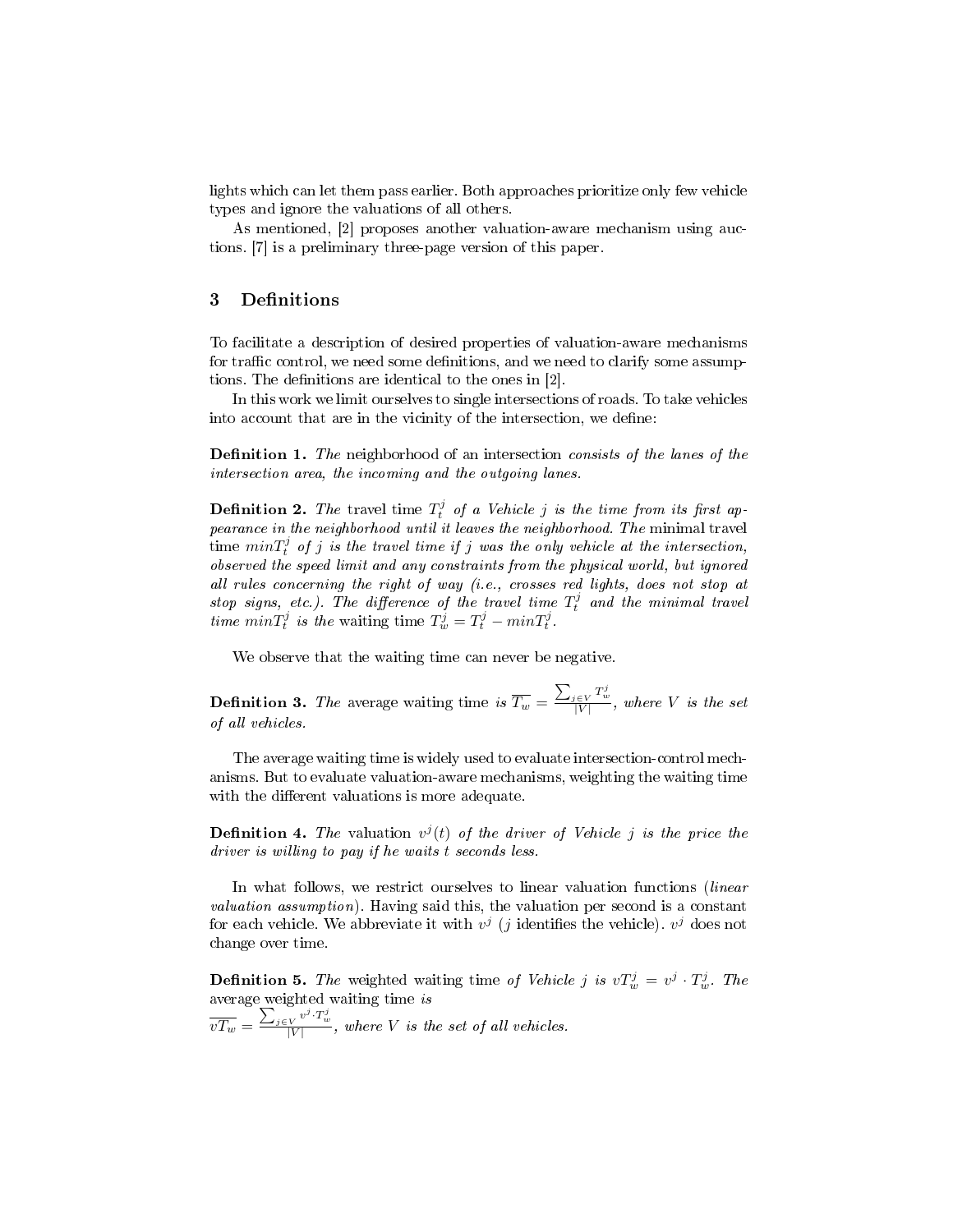lights which can let them pass earlier. Both approaches prioritize only few vehicle types and ignore the valuations of all others.

As mentioned, [2] proposes another valuation-aware mechanism using auctions. [7] is a preliminary three-page version of this paper.

## 3 Definitions

To facilitate a description of desired properties of valuation-aware mechanisms for traffic control, we need some definitions, and we need to clarify some assumptions. The definitions are identical to the ones in [2].

In this work we limit ourselves to single intersections of roads. To take vehicles into account that are in the vicinity of the intersection, we define:

**Definition 1.** *The* neighborhood of an intersection *consists of the lanes of the intersection area, the incoming and the outgoing lanes.*

**Definition 2.** *The* travel time $T_t^j$ *of a Vehicle $j$ is the time from its first appearance in the neighborhood until it leaves the neighborhood. The* minimal travel time $minT_t^j$ *of $j$ is the travel time if $j$ was the only vehicle at the intersection, observed the speed limit and any constraints from the physical world, but ignored all rules concerning the right of way (i.e., crosses red lights, does not stop at stop signs, etc.). The difference of the travel time $T_t^j$ and the minimal travel time $minT_t^j$ is the* waiting time $T_w^j = T_t^j - minT_t^j$.

We observe that the waiting time can never be negative.

**Definition 3.** *The* average waiting time *is* $\overline{T_w} = \frac{\sum_{j \in V} T_w^j}{|V|}$, *where $V$ is the set of all vehicles.*

The average waiting time is widely used to evaluate intersection-control mechanisms. But to evaluate valuation-aware mechanisms, weighting the waiting time with the different valuations is more adequate.

**Definition 4.** *The* valuation $v^j(t)$ *of the driver of Vehicle $j$ is the price the driver is willing to pay if he waits $t$ seconds less.*

In what follows, we restrict ourselves to linear valuation functions (*linear valuation assumption*). Having said this, the valuation per second is a constant for each vehicle. We abbreviate it with $v^j$ ($j$ identifies the vehicle). $v^j$ does not change over time.

**Definition 5.** *The* weighted waiting time *of Vehicle $j$ is* $vT_w^j = v^j \cdot T_w^j$. *The* average weighted waiting time *is*
$\overline{vT_w} = \frac{\sum_{j \in V} v^j \cdot T_w^j}{|V|}$, *where $V$ is the set of all vehicles.*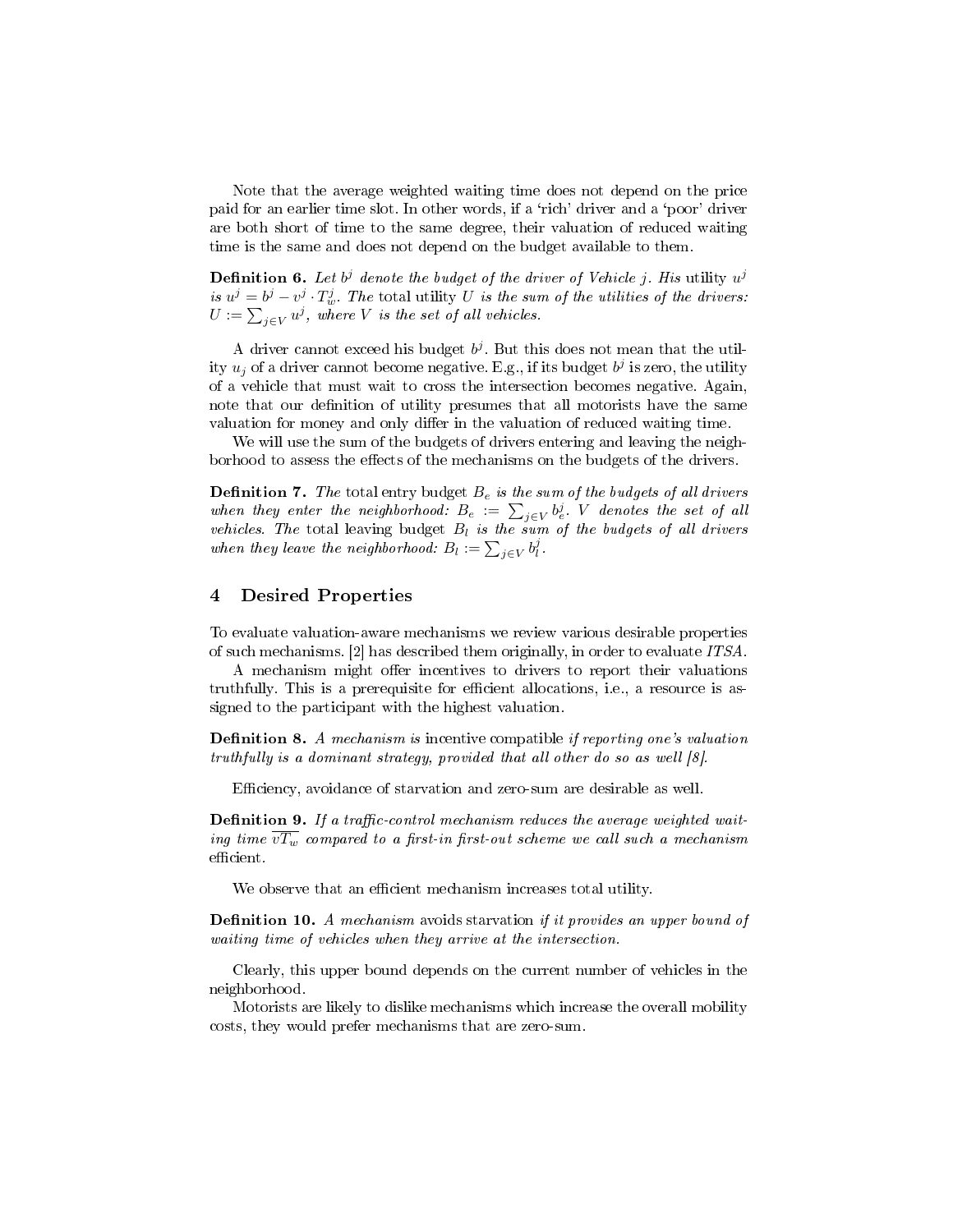Note that the average weighted waiting time does not depend on the price paid for an earlier time slot. In other words, if a 'rich' driver and a 'poor' driver are both short of time to the same degree, their valuation of reduced waiting time is the same and does not depend on the budget available to them.

**Definition 6.** *Let $b^j$ denote the budget of the driver of Vehicle j. His* utility *$u^j$ is $u^j = b^j - v^j \cdot T_w^j$. The total utility $U$ is the sum of the utilities of the drivers: $U := \sum_{j \in V} u^j$, where $V$ is the set of all vehicles.*

A driver cannot exceed his budget $b^j$. But this does not mean that the utility $u_j$ of a driver cannot become negative. E.g., if its budget $b^j$ is zero, the utility of a vehicle that must wait to cross the intersection becomes negative. Again, note that our definition of utility presumes that all motorists have the same valuation for money and only differ in the valuation of reduced waiting time.

We will use the sum of the budgets of drivers entering and leaving the neighborhood to assess the effects of the mechanisms on the budgets of the drivers.

**Definition 7.** *The* total entry budget *$B_e$ is the sum of the budgets of all drivers when they enter the neighborhood: $B_e := \sum_{j \in V} b_e^j$. $V$ denotes the set of all vehicles. The* total leaving budget *$B_l$ is the sum of the budgets of all drivers when they leave the neighborhood: $B_l := \sum_{j \in V} b_l^j$.*

## 4 Desired Properties

To evaluate valuation-aware mechanisms we review various desirable properties of such mechanisms. [2] has described them originally, in order to evaluate *ITSA*.

A mechanism might offer incentives to drivers to report their valuations truthfully. This is a prerequisite for efficient allocations, i.e., a resource is assigned to the participant with the highest valuation.

**Definition 8.** *A mechanism is* incentive compatible *if reporting one's valuation truthfully is a dominant strategy, provided that all other do so as well [8].*

Efficiency, avoidance of starvation and zero-sum are desirable as well.

**Definition 9.** *If a traffic-control mechanism reduces the average weighted waiting time $\overline{vT_w}$ compared to a first-in first-out scheme we call such a mechanism* efficient*.*

We observe that an efficient mechanism increases total utility.

**Definition 10.** *A mechanism* avoids starvation *if it provides an upper bound of waiting time of vehicles when they arrive at the intersection.*

Clearly, this upper bound depends on the current number of vehicles in the neighborhood.

Motorists are likely to dislike mechanisms which increase the overall mobility costs, they would prefer mechanisms that are zero-sum.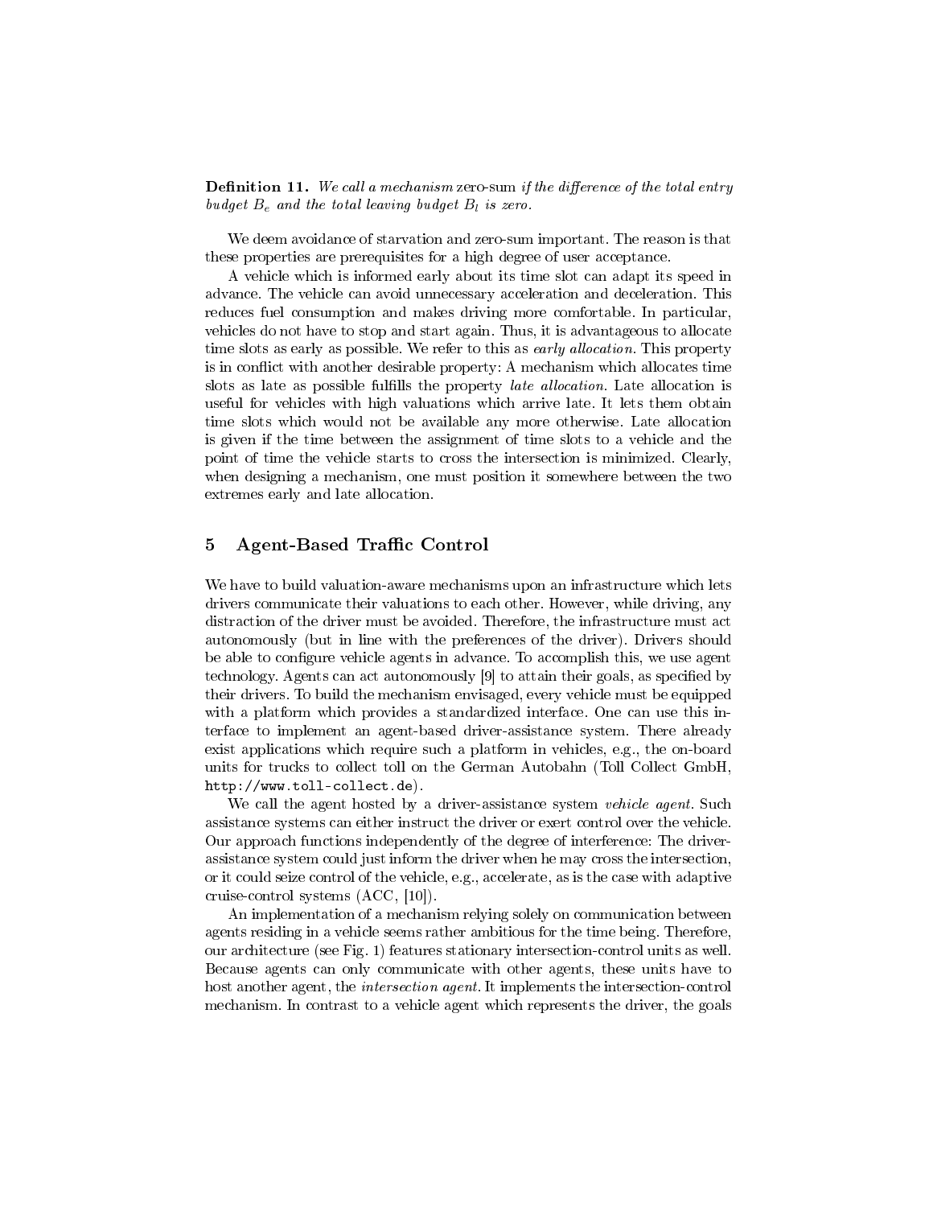**Definition 11.** *We call a mechanism* zero-sum *if the difference of the total entry budget $B_e$ and the total leaving budget $B_l$ is zero.*

We deem avoidance of starvation and zero-sum important. The reason is that these properties are prerequisites for a high degree of user acceptance.

A vehicle which is informed early about its time slot can adapt its speed in advance. The vehicle can avoid unnecessary acceleration and deceleration. This reduces fuel consumption and makes driving more comfortable. In particular, vehicles do not have to stop and start again. Thus, it is advantageous to allocate time slots as early as possible. We refer to this as *early allocation*. This property is in conflict with another desirable property: A mechanism which allocates time slots as late as possible fulfills the property *late allocation*. Late allocation is useful for vehicles with high valuations which arrive late. It lets them obtain time slots which would not be available any more otherwise. Late allocation is given if the time between the assignment of time slots to a vehicle and the point of time the vehicle starts to cross the intersection is minimized. Clearly, when designing a mechanism, one must position it somewhere between the two extremes early and late allocation.

## 5 Agent-Based Traffic Control

We have to build valuation-aware mechanisms upon an infrastructure which lets drivers communicate their valuations to each other. However, while driving, any distraction of the driver must be avoided. Therefore, the infrastructure must act autonomously (but in line with the preferences of the driver). Drivers should be able to configure vehicle agents in advance. To accomplish this, we use agent technology. Agents can act autonomously [9] to attain their goals, as specified by their drivers. To build the mechanism envisaged, every vehicle must be equipped with a platform which provides a standardized interface. One can use this interface to implement an agent-based driver-assistance system. There already exist applications which require such a platform in vehicles, e.g., the on-board units for trucks to collect toll on the German Autobahn (Toll Collect GmbH, `http://www.toll-collect.de`).

We call the agent hosted by a driver-assistance system *vehicle agent*. Such assistance systems can either instruct the driver or exert control over the vehicle. Our approach functions independently of the degree of interference: The driver-assistance system could just inform the driver when he may cross the intersection, or it could seize control of the vehicle, e.g., accelerate, as is the case with adaptive cruise-control systems (ACC, [10]).

An implementation of a mechanism relying solely on communication between agents residing in a vehicle seems rather ambitious for the time being. Therefore, our architecture (see Fig. 1) features stationary intersection-control units as well. Because agents can only communicate with other agents, these units have to host another agent, the *intersection agent*. It implements the intersection-control mechanism. In contrast to a vehicle agent which represents the driver, the goals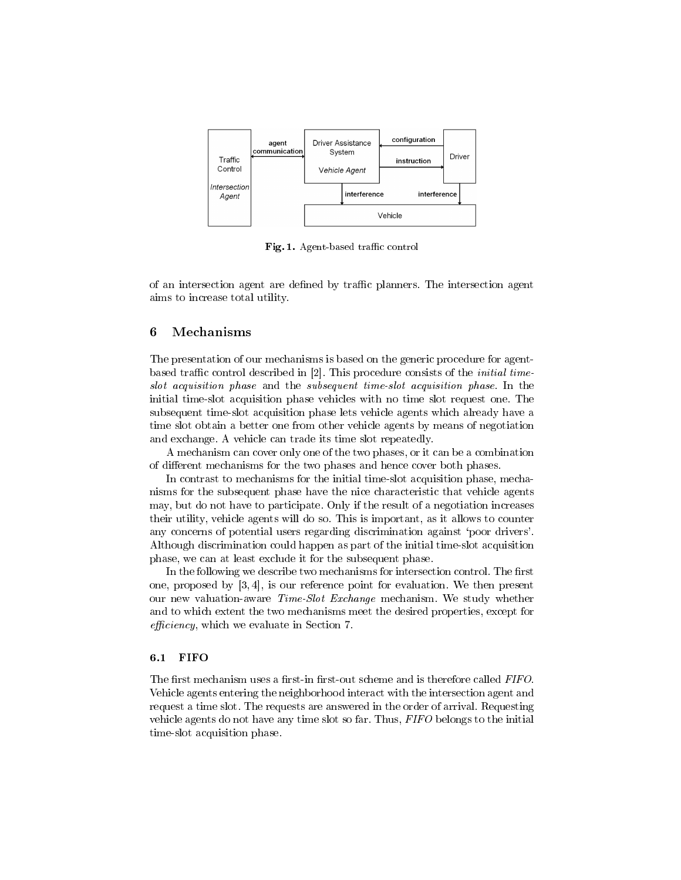Fig. 1. Agent-based traffic control

of an intersection agent are defined by traffic planners. The intersection agent aims to increase total utility.

## 6 Mechanisms

The presentation of our mechanisms is based on the generic procedure for agent-based traffic control described in [2]. This procedure consists of the *initial time-slot acquisition phase* and the *subsequent time-slot acquisition phase*. In the initial time-slot acquisition phase vehicles with no time slot request one. The subsequent time-slot acquisition phase lets vehicle agents which already have a time slot obtain a better one from other vehicle agents by means of negotiation and exchange. A vehicle can trade its time slot repeatedly.

A mechanism can cover only one of the two phases, or it can be a combination of different mechanisms for the two phases and hence cover both phases.

In contrast to mechanisms for the initial time-slot acquisition phase, mechanisms for the subsequent phase have the nice characteristic that vehicle agents may, but do not have to participate. Only if the result of a negotiation increases their utility, vehicle agents will do so. This is important, as it allows to counter any concerns of potential users regarding discrimination against 'poor drivers'. Although discrimination could happen as part of the initial time-slot acquisition phase, we can at least exclude it for the subsequent phase.

In the following we describe two mechanisms for intersection control. The first one, proposed by [3, 4], is our reference point for evaluation. We then present our new valuation-aware *Time-Slot Exchange* mechanism. We study whether and to which extent the two mechanisms meet the desired properties, except for *efficiency*, which we evaluate in Section 7.

### 6.1 FIFO

The first mechanism uses a first-in first-out scheme and is therefore called *FIFO*. Vehicle agents entering the neighborhood interact with the intersection agent and request a time slot. The requests are answered in the order of arrival. Requesting vehicle agents do not have any time slot so far. Thus, *FIFO* belongs to the initial time-slot acquisition phase.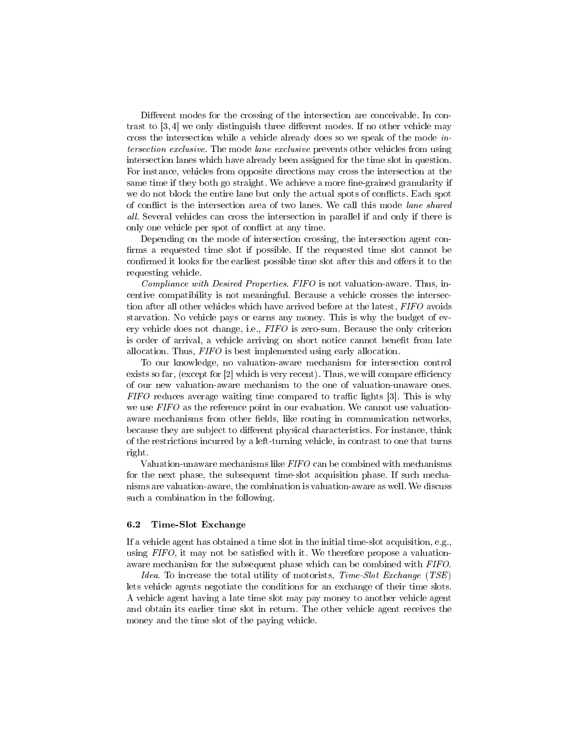Different modes for the crossing of the intersection are conceivable. In contrast to [3, 4] we only distinguish three different modes. If no other vehicle may cross the intersection while a vehicle already does so we speak of the mode *intersection exclusive*. The mode *lane exclusive* prevents other vehicles from using intersection lanes which have already been assigned for the time slot in question. For instance, vehicles from opposite directions may cross the intersection at the same time if they both go straight. We achieve a more fine-grained granularity if we do not block the entire lane but only the actual spots of conflicts. Each spot of conflict is the intersection area of two lanes. We call this mode *lane shared all*. Several vehicles can cross the intersection in parallel if and only if there is only one vehicle per spot of conflict at any time.

Depending on the mode of intersection crossing, the intersection agent confirms a requested time slot if possible. If the requested time slot cannot be confirmed it looks for the earliest possible time slot after this and offers it to the requesting vehicle.

*Compliance with Desired Properties.* *FIFO* is not valuation-aware. Thus, incentive compatibility is not meaningful. Because a vehicle crosses the intersection after all other vehicles which have arrived before at the latest, *FIFO* avoids starvation. No vehicle pays or earns any money. This is why the budget of every vehicle does not change, i.e., *FIFO* is zero-sum. Because the only criterion is order of arrival, a vehicle arriving on short notice cannot benefit from late allocation. Thus, *FIFO* is best implemented using early allocation.

To our knowledge, no valuation-aware mechanism for intersection control exists so far, (except for [2] which is very recent). Thus, we will compare efficiency of our new valuation-aware mechanism to the one of valuation-unaware ones. *FIFO* reduces average waiting time compared to traffic lights [3]. This is why we use *FIFO* as the reference point in our evaluation. We cannot use valuation-aware mechanisms from other fields, like routing in communication networks, because they are subject to different physical characteristics. For instance, think of the restrictions incurred by a left-turning vehicle, in contrast to one that turns right.

Valuation-unaware mechanisms like *FIFO* can be combined with mechanisms for the next phase, the subsequent time-slot acquisition phase. If such mechanisms are valuation-aware, the combination is valuation-aware as well. We discuss such a combination in the following.

### 6.2 Time-Slot Exchange

If a vehicle agent has obtained a time slot in the initial time-slot acquisition, e.g., using *FIFO*, it may not be satisfied with it. We therefore propose a valuation-aware mechanism for the subsequent phase which can be combined with *FIFO*.

*Idea.* To increase the total utility of motorists, *Time-Slot Exchange* (*TSE*) lets vehicle agents negotiate the conditions for an exchange of their time slots. A vehicle agent having a late time slot may pay money to another vehicle agent and obtain its earlier time slot in return. The other vehicle agent receives the money and the time slot of the paying vehicle.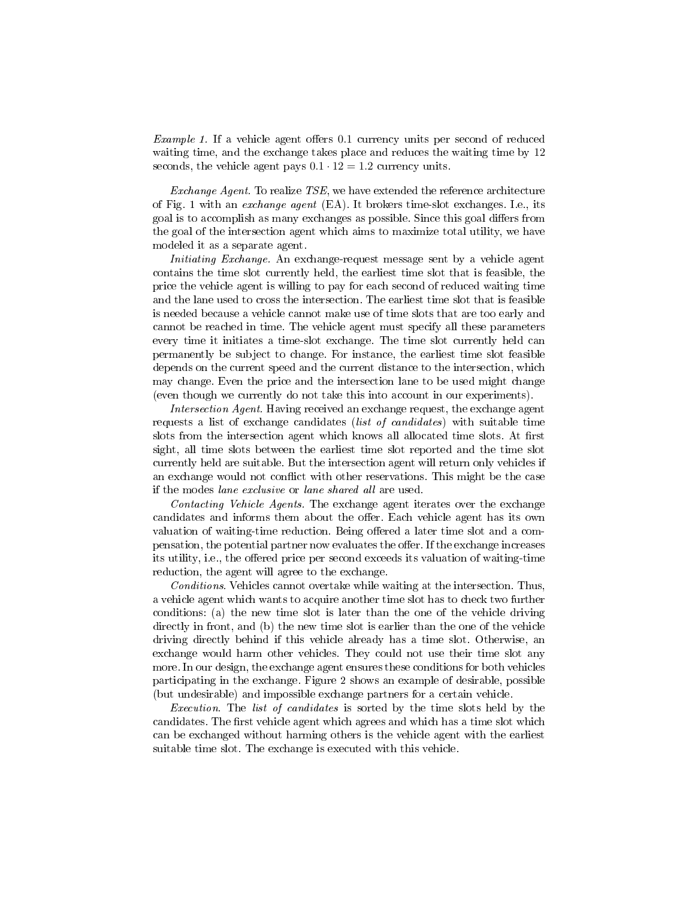*Example 1.* If a vehicle agent offers 0.1 currency units per second of reduced waiting time, and the exchange takes place and reduces the waiting time by 12 seconds, the vehicle agent pays $0.1 \cdot 12 = 1.2$ currency units.

*Exchange Agent.* To realize *TSE*, we have extended the reference architecture of Fig. 1 with an *exchange agent* (EA). It brokers time-slot exchanges. I.e., its goal is to accomplish as many exchanges as possible. Since this goal differs from the goal of the intersection agent which aims to maximize total utility, we have modeled it as a separate agent.

*Initiating Exchange.* An exchange-request message sent by a vehicle agent contains the time slot currently held, the earliest time slot that is feasible, the price the vehicle agent is willing to pay for each second of reduced waiting time and the lane used to cross the intersection. The earliest time slot that is feasible is needed because a vehicle cannot make use of time slots that are too early and cannot be reached in time. The vehicle agent must specify all these parameters every time it initiates a time-slot exchange. The time slot currently held can permanently be subject to change. For instance, the earliest time slot feasible depends on the current speed and the current distance to the intersection, which may change. Even the price and the intersection lane to be used might change (even though we currently do not take this into account in our experiments).

*Intersection Agent.* Having received an exchange request, the exchange agent requests a list of exchange candidates (*list of candidates*) with suitable time slots from the intersection agent which knows all allocated time slots. At first sight, all time slots between the earliest time slot reported and the time slot currently held are suitable. But the intersection agent will return only vehicles if an exchange would not conflict with other reservations. This might be the case if the modes *lane exclusive* or *lane shared all* are used.

*Contacting Vehicle Agents.* The exchange agent iterates over the exchange candidates and informs them about the offer. Each vehicle agent has its own valuation of waiting-time reduction. Being offered a later time slot and a compensation, the potential partner now evaluates the offer. If the exchange increases its utility, i.e., the offered price per second exceeds its valuation of waiting-time reduction, the agent will agree to the exchange.

*Conditions.* Vehicles cannot overtake while waiting at the intersection. Thus, a vehicle agent which wants to acquire another time slot has to check two further conditions: (a) the new time slot is later than the one of the vehicle driving directly in front, and (b) the new time slot is earlier than the one of the vehicle driving directly behind if this vehicle already has a time slot. Otherwise, an exchange would harm other vehicles. They could not use their time slot any more. In our design, the exchange agent ensures these conditions for both vehicles participating in the exchange. Figure 2 shows an example of desirable, possible (but undesirable) and impossible exchange partners for a certain vehicle.

*Execution.* The *list of candidates* is sorted by the time slots held by the candidates. The first vehicle agent which agrees and which has a time slot which can be exchanged without harming others is the vehicle agent with the earliest suitable time slot. The exchange is executed with this vehicle.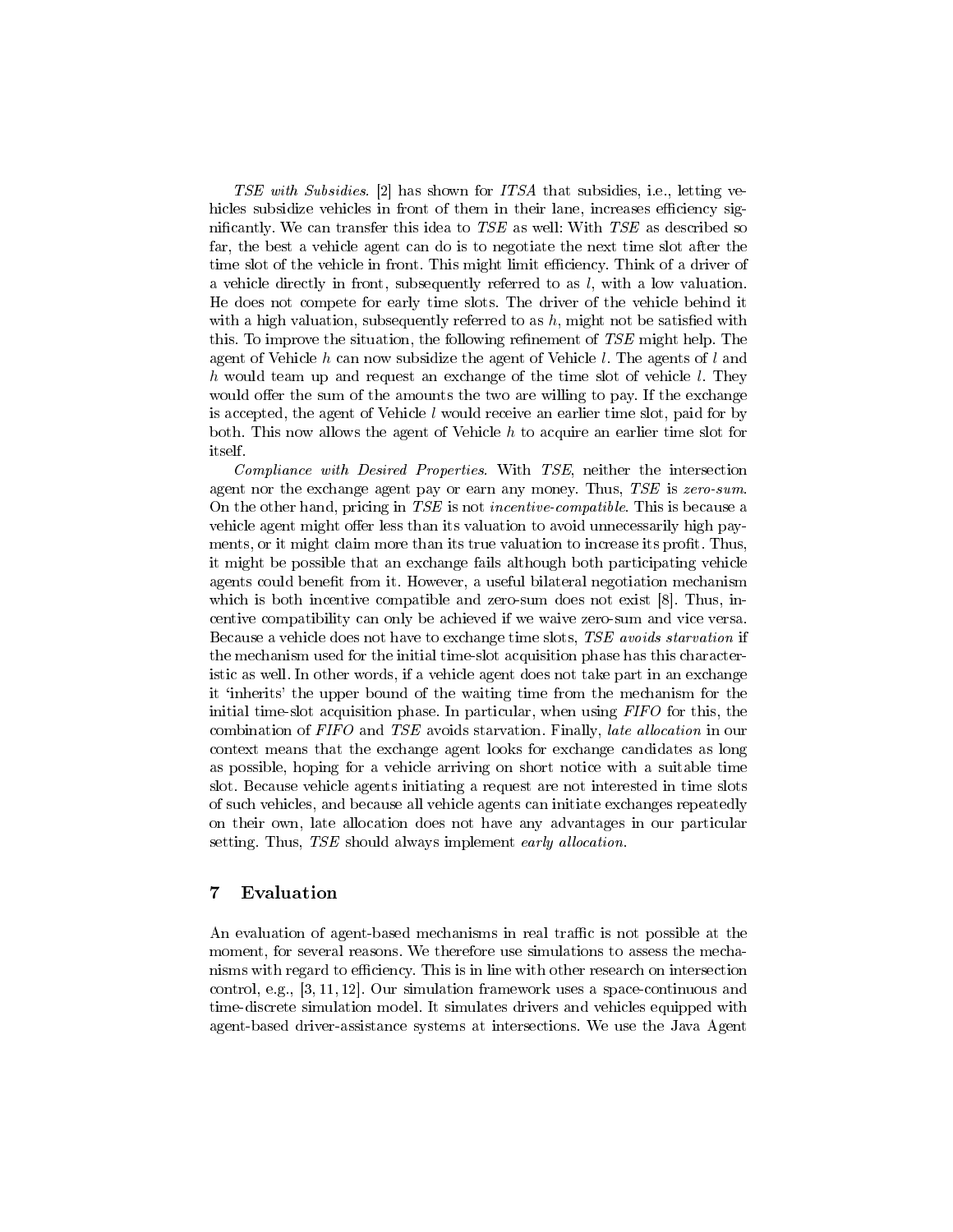*TSE with Subsidies.* [2] has shown for *ITSA* that subsidies, i.e., letting vehicles subsidize vehicles in front of them in their lane, increases efficiency significantly. We can transfer this idea to *TSE* as well: With *TSE* as described so far, the best a vehicle agent can do is to negotiate the next time slot after the time slot of the vehicle in front. This might limit efficiency. Think of a driver of a vehicle directly in front, subsequently referred to as $l$, with a low valuation. He does not compete for early time slots. The driver of the vehicle behind it with a high valuation, subsequently referred to as $h$, might not be satisfied with this. To improve the situation, the following refinement of *TSE* might help. The agent of Vehicle $h$ can now subsidize the agent of Vehicle $l$. The agents of $l$ and $h$ would team up and request an exchange of the time slot of vehicle $l$. They would offer the sum of the amounts the two are willing to pay. If the exchange is accepted, the agent of Vehicle $l$ would receive an earlier time slot, paid for by both. This now allows the agent of Vehicle $h$ to acquire an earlier time slot for itself.

*Compliance with Desired Properties.* With *TSE*, neither the intersection agent nor the exchange agent pay or earn any money. Thus, *TSE* is *zero-sum*. On the other hand, pricing in *TSE* is not *incentive-compatible*. This is because a vehicle agent might offer less than its valuation to avoid unnecessarily high payments, or it might claim more than its true valuation to increase its profit. Thus, it might be possible that an exchange fails although both participating vehicle agents could benefit from it. However, a useful bilateral negotiation mechanism which is both incentive compatible and zero-sum does not exist [8]. Thus, incentive compatibility can only be achieved if we waive zero-sum and vice versa. Because a vehicle does not have to exchange time slots, *TSE avoids starvation* if the mechanism used for the initial time-slot acquisition phase has this characteristic as well. In other words, if a vehicle agent does not take part in an exchange it 'inherits' the upper bound of the waiting time from the mechanism for the initial time-slot acquisition phase. In particular, when using *FIFO* for this, the combination of *FIFO* and *TSE* avoids starvation. Finally, *late allocation* in our context means that the exchange agent looks for exchange candidates as long as possible, hoping for a vehicle arriving on short notice with a suitable time slot. Because vehicle agents initiating a request are not interested in time slots of such vehicles, and because all vehicle agents can initiate exchanges repeatedly on their own, late allocation does not have any advantages in our particular setting. Thus, *TSE* should always implement *early allocation*.

## 7 Evaluation

An evaluation of agent-based mechanisms in real traffic is not possible at the moment, for several reasons. We therefore use simulations to assess the mechanisms with regard to efficiency. This is in line with other research on intersection control, e.g., [3, 11, 12]. Our simulation framework uses a space-continuous and time-discrete simulation model. It simulates drivers and vehicles equipped with agent-based driver-assistance systems at intersections. We use the Java Agent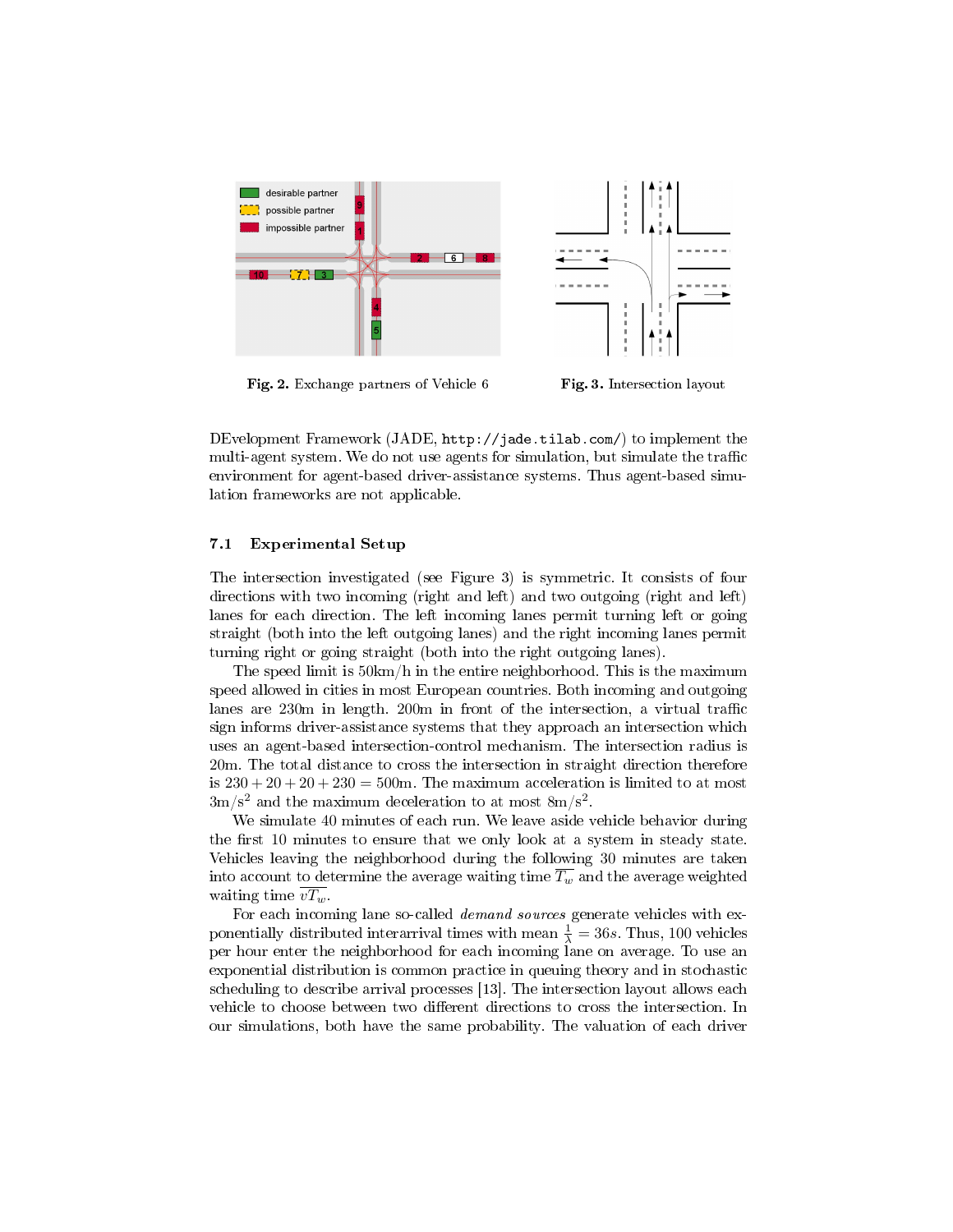**Fig. 2.** Exchange partners of Vehicle 6

**Fig. 3.** Intersection layout

DEvelopment Framework (JADE, `http://jade.tilab.com/`) to implement the multi-agent system. We do not use agents for simulation, but simulate the traffic environment for agent-based driver-assistance systems. Thus agent-based simulation frameworks are not applicable.

### 7.1 Experimental Setup

The intersection investigated (see Figure 3) is symmetric. It consists of four directions with two incoming (right and left) and two outgoing (right and left) lanes for each direction. The left incoming lanes permit turning left or going straight (both into the left outgoing lanes) and the right incoming lanes permit turning right or going straight (both into the right outgoing lanes).

The speed limit is 50km/h in the entire neighborhood. This is the maximum speed allowed in cities in most European countries. Both incoming and outgoing lanes are 230m in length. 200m in front of the intersection, a virtual traffic sign informs driver-assistance systems that they approach an intersection which uses an agent-based intersection-control mechanism. The intersection radius is 20m. The total distance to cross the intersection in straight direction therefore is $230 + 20 + 20 + 230 = 500$m. The maximum acceleration is limited to at most $3\text{m/s}^2$ and the maximum deceleration to at most $8\text{m/s}^2$.

We simulate 40 minutes of each run. We leave aside vehicle behavior during the first 10 minutes to ensure that we only look at a system in steady state. Vehicles leaving the neighborhood during the following 30 minutes are taken into account to determine the average waiting time $\overline{T_w}$ and the average weighted waiting time $\overline{vT_w}$.

For each incoming lane so-called *demand sources* generate vehicles with exponentially distributed interarrival times with mean $\frac{1}{\lambda} = 36s$. Thus, 100 vehicles per hour enter the neighborhood for each incoming lane on average. To use an exponential distribution is common practice in queuing theory and in stochastic scheduling to describe arrival processes [13]. The intersection layout allows each vehicle to choose between two different directions to cross the intersection. In our simulations, both have the same probability. The valuation of each driver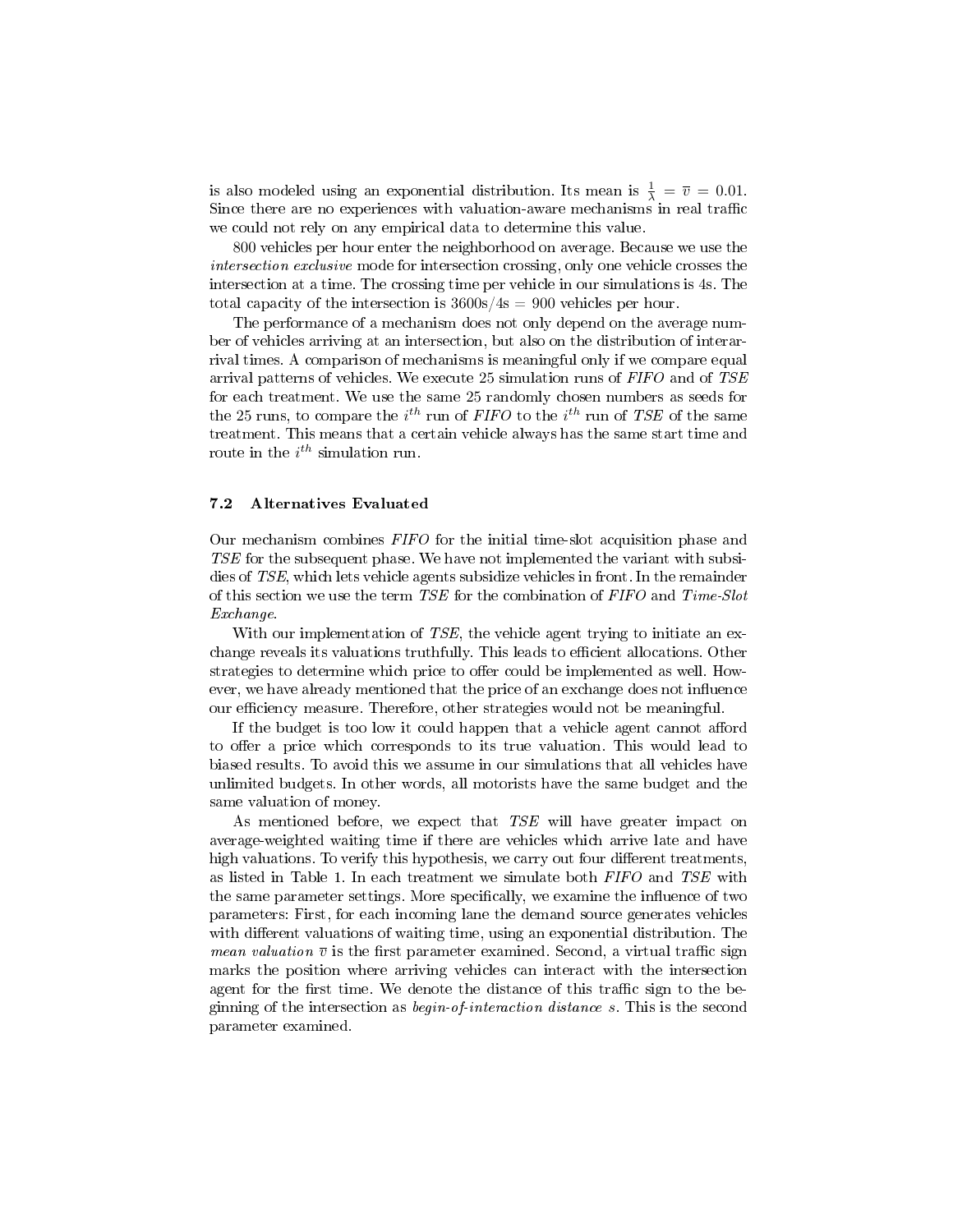is also modeled using an exponential distribution. Its mean is $\frac{1}{\lambda} = \overline{v} = 0.01$. Since there are no experiences with valuation-aware mechanisms in real traffic we could not rely on any empirical data to determine this value.

800 vehicles per hour enter the neighborhood on average. Because we use the *intersection exclusive* mode for intersection crossing, only one vehicle crosses the intersection at a time. The crossing time per vehicle in our simulations is 4s. The total capacity of the intersection is 3600s/4s = 900 vehicles per hour.

The performance of a mechanism does not only depend on the average number of vehicles arriving at an intersection, but also on the distribution of interarrival times. A comparison of mechanisms is meaningful only if we compare equal arrival patterns of vehicles. We execute 25 simulation runs of *FIFO* and of *TSE* for each treatment. We use the same 25 randomly chosen numbers as seeds for the 25 runs, to compare the $i^{th}$ run of *FIFO* to the $i^{th}$ run of *TSE* of the same treatment. This means that a certain vehicle always has the same start time and route in the $i^{th}$ simulation run.

### 7.2 Alternatives Evaluated

Our mechanism combines *FIFO* for the initial time-slot acquisition phase and *TSE* for the subsequent phase. We have not implemented the variant with subsidies of *TSE*, which lets vehicle agents subsidize vehicles in front. In the remainder of this section we use the term *TSE* for the combination of *FIFO* and *Time-Slot Exchange*.

With our implementation of *TSE*, the vehicle agent trying to initiate an exchange reveals its valuations truthfully. This leads to efficient allocations. Other strategies to determine which price to offer could be implemented as well. However, we have already mentioned that the price of an exchange does not influence our efficiency measure. Therefore, other strategies would not be meaningful.

If the budget is too low it could happen that a vehicle agent cannot afford to offer a price which corresponds to its true valuation. This would lead to biased results. To avoid this we assume in our simulations that all vehicles have unlimited budgets. In other words, all motorists have the same budget and the same valuation of money.

As mentioned before, we expect that *TSE* will have greater impact on average-weighted waiting time if there are vehicles which arrive late and have high valuations. To verify this hypothesis, we carry out four different treatments, as listed in Table 1. In each treatment we simulate both *FIFO* and *TSE* with the same parameter settings. More specifically, we examine the influence of two parameters: First, for each incoming lane the demand source generates vehicles with different valuations of waiting time, using an exponential distribution. The *mean valuation* $\overline{v}$ is the first parameter examined. Second, a virtual traffic sign marks the position where arriving vehicles can interact with the intersection agent for the first time. We denote the distance of this traffic sign to the beginning of the intersection as *begin-of-interaction distance s*. This is the second parameter examined.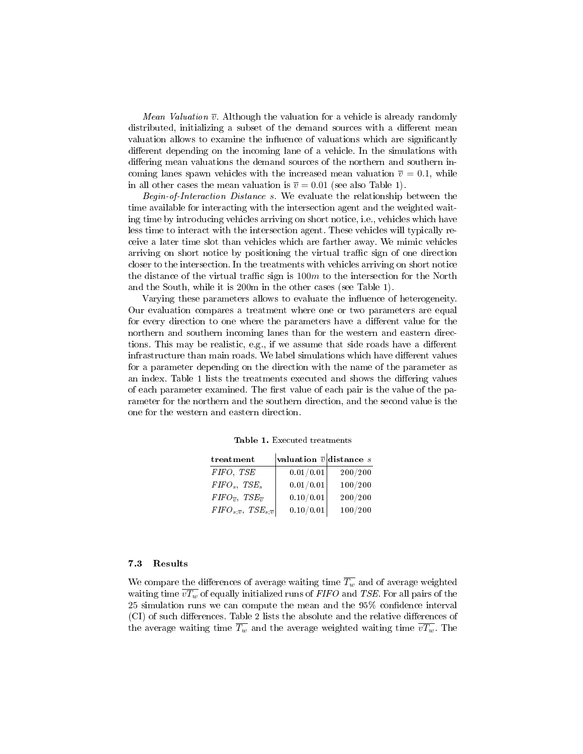*Mean Valuation* $\overline{v}$. Although the valuation for a vehicle is already randomly distributed, initializing a subset of the demand sources with a different mean valuation allows to examine the influence of valuations which are significantly different depending on the incoming lane of a vehicle. In the simulations with differing mean valuations the demand sources of the northern and southern incoming lanes spawn vehicles with the increased mean valuation $\overline{v} = 0.1$, while in all other cases the mean valuation is $\overline{v} = 0.01$ (see also Table 1).

*Begin-of-Interaction Distance* $s$. We evaluate the relationship between the time available for interacting with the intersection agent and the weighted waiting time by introducing vehicles arriving on short notice, i.e., vehicles which have less time to interact with the intersection agent. These vehicles will typically receive a later time slot than vehicles which are farther away. We mimic vehicles arriving on short notice by positioning the virtual traffic sign of one direction closer to the intersection. In the treatments with vehicles arriving on short notice the distance of the virtual traffic sign is $100m$ to the intersection for the North and the South, while it is 200m in the other cases (see Table 1).

Varying these parameters allows to evaluate the influence of heterogeneity. Our evaluation compares a treatment where one or two parameters are equal for every direction to one where the parameters have a different value for the northern and southern incoming lanes than for the western and eastern directions. This may be realistic, e.g., if we assume that side roads have a different infrastructure than main roads. We label simulations which have different values for a parameter depending on the direction with the name of the parameter as an index. Table 1 lists the treatments executed and shows the differing values of each parameter examined. The first value of each pair is the value of the parameter for the northern and the southern direction, and the second value is the one for the western and eastern direction.

**Table 1.** Executed treatments

| treatment | valuation $\overline{v}$ | distance $s$ |
|---|---:|---:|
| *FIFO*, *TSE* | 0.01/0.01 | 200/200 |
| $FIFO_s$, $TSE_s$ | 0.01/0.01 | 100/200 |
| $FIFO_{\overline{v}}$, $TSE_{\overline{v}}$ | 0.10/0.01 | 200/200 |
| $FIFO_{s;\overline{v}}$, $TSE_{s;\overline{v}}$ | 0.10/0.01 | 100/200 |

### 7.3 Results

We compare the differences of average waiting time $\overline{T_w}$ and of average weighted waiting time $\overline{vT_w}$ of equally initialized runs of *FIFO* and *TSE*. For all pairs of the 25 simulation runs we can compute the mean and the 95% confidence interval (CI) of such differences. Table 2 lists the absolute and the relative differences of the average waiting time $\overline{T_w}$ and the average weighted waiting time $\overline{vT_w}$. The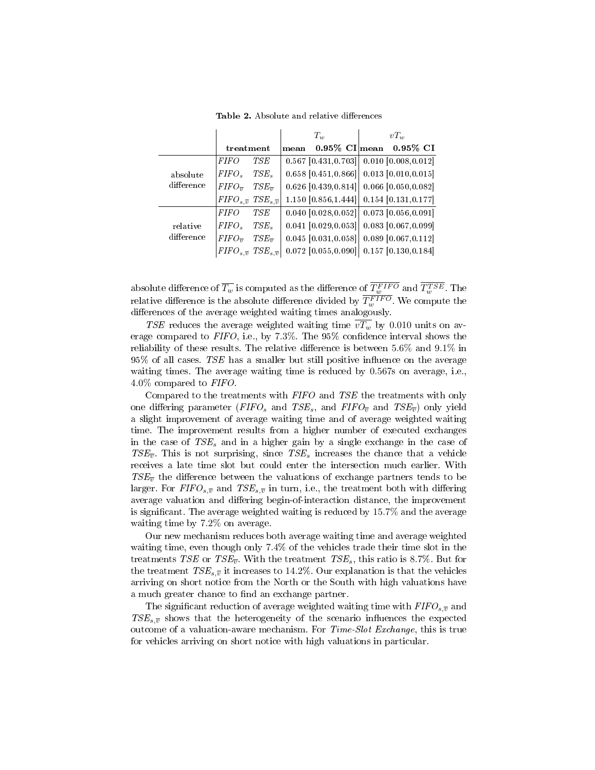**Table 2.** Absolute and relative differences

| | treatment | | $T_w$ mean | $T_w$ 0.95% CI | $vT_w$ mean | $vT_w$ 0.95% CI |
|---|---|---|---|---|---|---|
| absolute difference | *FIFO* | *TSE* | 0.567 | [0.431, 0.703] | 0.010 | [0.008, 0.012] |
| | $FIFO_s$ | $TSE_s$ | 0.658 | [0.451, 0.866] | 0.013 | [0.010, 0.015] |
| | $FIFO_{\overline{v}}$ | $TSE_{\overline{v}}$ | 0.626 | [0.439, 0.814] | 0.066 | [0.050, 0.082] |
| | $FIFO_{s,\overline{v}}$ | $TSE_{s,\overline{v}}$ | 1.150 | [0.856, 1.444] | 0.154 | [0.131, 0.177] |
| relative difference | *FIFO* | *TSE* | 0.040 | [0.028, 0.052] | 0.073 | [0.056, 0.091] |
| | $FIFO_s$ | $TSE_s$ | 0.041 | [0.029, 0.053] | 0.083 | [0.067, 0.099] |
| | $FIFO_{\overline{v}}$ | $TSE_{\overline{v}}$ | 0.045 | [0.031, 0.058] | 0.089 | [0.067, 0.112] |
| | $FIFO_{s,\overline{v}}$ | $TSE_{s,\overline{v}}$ | 0.072 | [0.055, 0.090] | 0.157 | [0.130, 0.184] |

absolute difference of $\overline{T_w}$ is computed as the difference of $\overline{T_w^{FIFO}}$ and $\overline{T_w^{TSE}}$. The relative difference is the absolute difference divided by $\overline{T_w^{FIFO}}$. We compute the differences of the average weighted waiting times analogously.

*TSE* reduces the average weighted waiting time $\overline{vT_w}$ by 0.010 units on average compared to *FIFO*, i.e., by 7.3%. The 95% confidence interval shows the reliability of these results. The relative difference is between 5.6% and 9.1% in 95% of all cases. *TSE* has a smaller but still positive influence on the average waiting times. The average waiting time is reduced by 0.567s on average, i.e., 4.0% compared to *FIFO*.

Compared to the treatments with *FIFO* and *TSE* the treatments with only one differing parameter ($FIFO_s$ and $TSE_s$, and $FIFO_{\overline{v}}$ and $TSE_{\overline{v}}$) only yield a slight improvement of average waiting time and of average weighted waiting time. The improvement results from a higher number of executed exchanges in the case of $TSE_s$ and in a higher gain by a single exchange in the case of $TSE_{\overline{v}}$. This is not surprising, since $TSE_s$ increases the chance that a vehicle receives a late time slot but could enter the intersection much earlier. With $TSE_{\overline{v}}$ the difference between the valuations of exchange partners tends to be larger. For $FIFO_{s,\overline{v}}$ and $TSE_{s,\overline{v}}$ in turn, i.e., the treatment both with differing average valuation and differing begin-of-interaction distance, the improvement is significant. The average weighted waiting is reduced by 15.7% and the average waiting time by 7.2% on average.

Our new mechanism reduces both average waiting time and average weighted waiting time, even though only 7.4% of the vehicles trade their time slot in the treatments *TSE* or $TSE_{\overline{v}}$. With the treatment $TSE_s$, this ratio is 8.7%. But for the treatment $TSE_{s,\overline{v}}$ it increases to 14.2%. Our explanation is that the vehicles arriving on short notice from the North or the South with high valuations have a much greater chance to find an exchange partner.

The significant reduction of average weighted waiting time with $FIFO_{s,\overline{v}}$ and $TSE_{s,\overline{v}}$ shows that the heterogeneity of the scenario influences the expected outcome of a valuation-aware mechanism. For *Time-Slot Exchange*, this is true for vehicles arriving on short notice with high valuations in particular.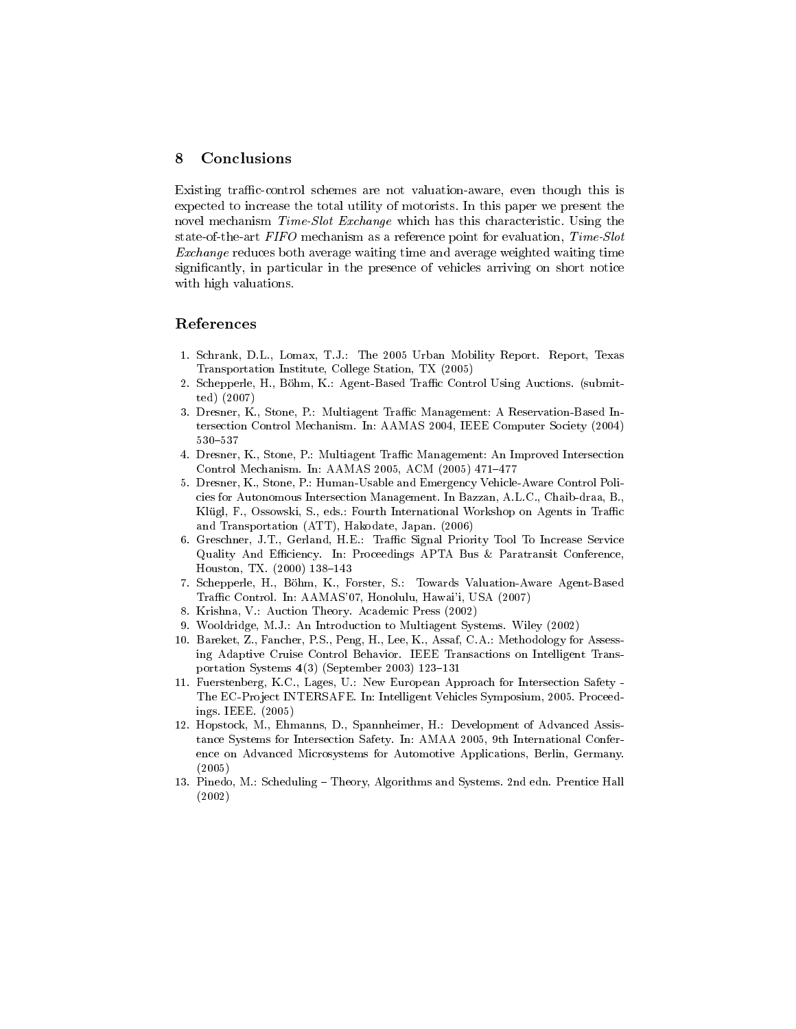## 8 Conclusions

Existing traffic-control schemes are not valuation-aware, even though this is expected to increase the total utility of motorists. In this paper we present the novel mechanism *Time-Slot Exchange* which has this characteristic. Using the state-of-the-art *FIFO* mechanism as a reference point for evaluation, *Time-Slot Exchange* reduces both average waiting time and average weighted waiting time significantly, in particular in the presence of vehicles arriving on short notice with high valuations.

## References

1. Schrank, D.L., Lomax, T.J.: The 2005 Urban Mobility Report. Report, Texas Transportation Institute, College Station, TX (2005)
2. Schepperle, H., Böhm, K.: Agent-Based Traffic Control Using Auctions. (submitted) (2007)
3. Dresner, K., Stone, P.: Multiagent Traffic Management: A Reservation-Based Intersection Control Mechanism. In: AAMAS 2004, IEEE Computer Society (2004) 530–537
4. Dresner, K., Stone, P.: Multiagent Traffic Management: An Improved Intersection Control Mechanism. In: AAMAS 2005, ACM (2005) 471–477
5. Dresner, K., Stone, P.: Human-Usable and Emergency Vehicle-Aware Control Policies for Autonomous Intersection Management. In Bazzan, A.L.C., Chaib-draa, B., Klügl, F., Ossowski, S., eds.: Fourth International Workshop on Agents in Traffic and Transportation (ATT), Hakodate, Japan. (2006)
6. Greschner, J.T., Gerland, H.E.: Traffic Signal Priority Tool To Increase Service Quality And Efficiency. In: Proceedings APTA Bus & Paratransit Conference, Houston, TX. (2000) 138–143
7. Schepperle, H., Böhm, K., Forster, S.: Towards Valuation-Aware Agent-Based Traffic Control. In: AAMAS'07, Honolulu, Hawai'i, USA (2007)
8. Krishna, V.: Auction Theory. Academic Press (2002)
9. Wooldridge, M.J.: An Introduction to Multiagent Systems. Wiley (2002)
10. Bareket, Z., Fancher, P.S., Peng, H., Lee, K., Assaf, C.A.: Methodology for Assessing Adaptive Cruise Control Behavior. IEEE Transactions on Intelligent Transportation Systems **4**(3) (September 2003) 123–131
11. Fuerstenberg, K.C., Lages, U.: New European Approach for Intersection Safety - The EC-Project INTERSAFE. In: Intelligent Vehicles Symposium, 2005. Proceedings. IEEE. (2005)
12. Hopstock, M., Ehmanns, D., Spannheimer, H.: Development of Advanced Assistance Systems for Intersection Safety. In: AMAA 2005, 9th International Conference on Advanced Microsystems for Automotive Applications, Berlin, Germany. (2005)
13. Pinedo, M.: Scheduling – Theory, Algorithms and Systems. 2nd edn. Prentice Hall (2002)